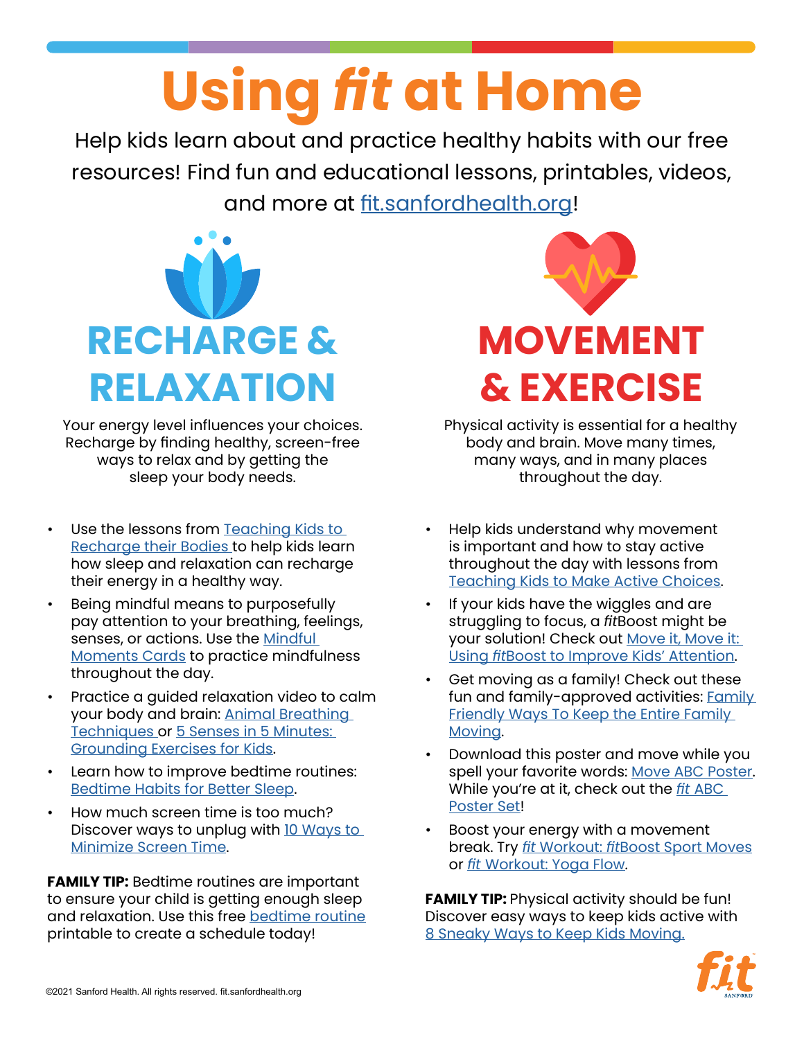# Using *fit* at Home

Help kids learn about and practice healthy habits with our free resources! Find fun and educational lessons, printables, videos, and more at fit.sanfordhealth.org!

## RECHARGE & RELAXATION

Your energy level influences your choices. Recharge by finding healthy, screen-free ways to relax and by getting the sleep your body needs.

- Use the lessons from Teaching Kids to Recharge their Bodies to help kids learn how sleep and relaxation can recharge their energy in a healthy way.
- Being mindful means to purposefully pay attention to your breathing, feelings, senses, or actions. Use the Mindful Moments Cards to practice mindfulness throughout the day.
- Practice a guided relaxation video to calm your body and brain: Animal Breathing Techniques or 5 Senses in 5 Minutes: Grounding Exercises for Kids.
- Learn how to improve bedtime routines: Bedtime Habits for Better Sleep.
- How much screen time is too much? Discover ways to unplug with 10 Ways to Minimize Screen Time.

**FAMILY TIP:** Bedtime routines are important to ensure your child is getting enough sleep and relaxation. Use this free bedtime routine printable to create a schedule today!

## MOVEMENT & EXERCISE

Physical activity is essential for a healthy body and brain. Move many times, many ways, and in many places throughout the day.

- Help kids understand why movement is important and how to stay active throughout the day with lessons from Teaching Kids to Make Active Choices.
- If your kids have the wiggles and are struggling to focus, a *fit*Boost might be your solution! Check out Move it, Move it: Using *fit*Boost to Improve Kids' Attention.
- Get moving as a family! Check out these fun and family-approved activities: Family Friendly Ways To Keep the Entire Family Moving.
- Download this poster and move while you spell your favorite words: Move ABC Poster. While you're at it, check out the *fit* ABC Poster Set!
- Boost your energy with a movement break. Try *fit* Workout: *fit*Boost Sport Moves or *fit* Workout: Yoga Flow.

**FAMILY TIP:** Physical activity should be fun! Discover easy ways to keep kids active with 8 Sneaky Ways to Keep Kids Moving.

©2021 Sanford Health. All rights reserved. fit.sanfordhealth.org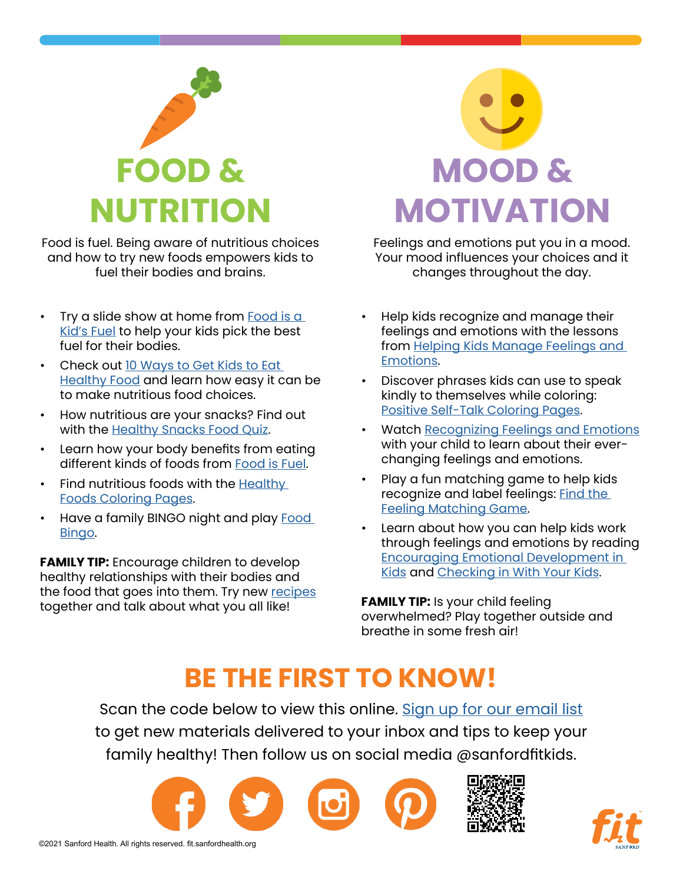# FOOD & NUTRITION

Food is fuel. Being aware of nutritious choices and how to try new foods empowers kids to fuel their bodies and brains.

- Try a slide show at home from Food is a Kid's Fuel to help your kids pick the best fuel for their bodies.
- Check out 10 Ways to Get Kids to Eat Healthy Food and learn how easy it can be to make nutritious food choices.
- How nutritious are your snacks? Find out with the Healthy Snacks Food Quiz.
- Learn how your body benefits from eating different kinds of foods from Food is Fuel.
- Find nutritious foods with the Healthy Foods Coloring Pages.
- Have a family BINGO night and play Food Bingo.

**FAMILY TIP:** Encourage children to develop healthy relationships with their bodies and the food that goes into them. Try new recipes together and talk about what you all like!

# MOOD & MOTIVATION

Feelings and emotions put you in a mood. Your mood influences your choices and it changes throughout the day.

- Help kids recognize and manage their feelings and emotions with the lessons from Helping Kids Manage Feelings and Emotions.
- Discover phrases kids can use to speak kindly to themselves while coloring: Positive Self-Talk Coloring Pages.
- Watch Recognizing Feelings and Emotions with your child to learn about their ever-changing feelings and emotions.
- Play a fun matching game to help kids recognize and label feelings: Find the Feeling Matching Game.
- Learn about how you can help kids work through feelings and emotions by reading Encouraging Emotional Development in Kids and Checking in With Your Kids.

**FAMILY TIP:** Is your child feeling overwhelmed? Play together outside and breathe in some fresh air!

# BE THE FIRST TO KNOW!

Scan the code below to view this online. Sign up for our email list to get new materials delivered to your inbox and tips to keep your family healthy! Then follow us on social media @sanfordfitkids.

©2021 Sanford Health. All rights reserved. fit.sanfordhealth.org